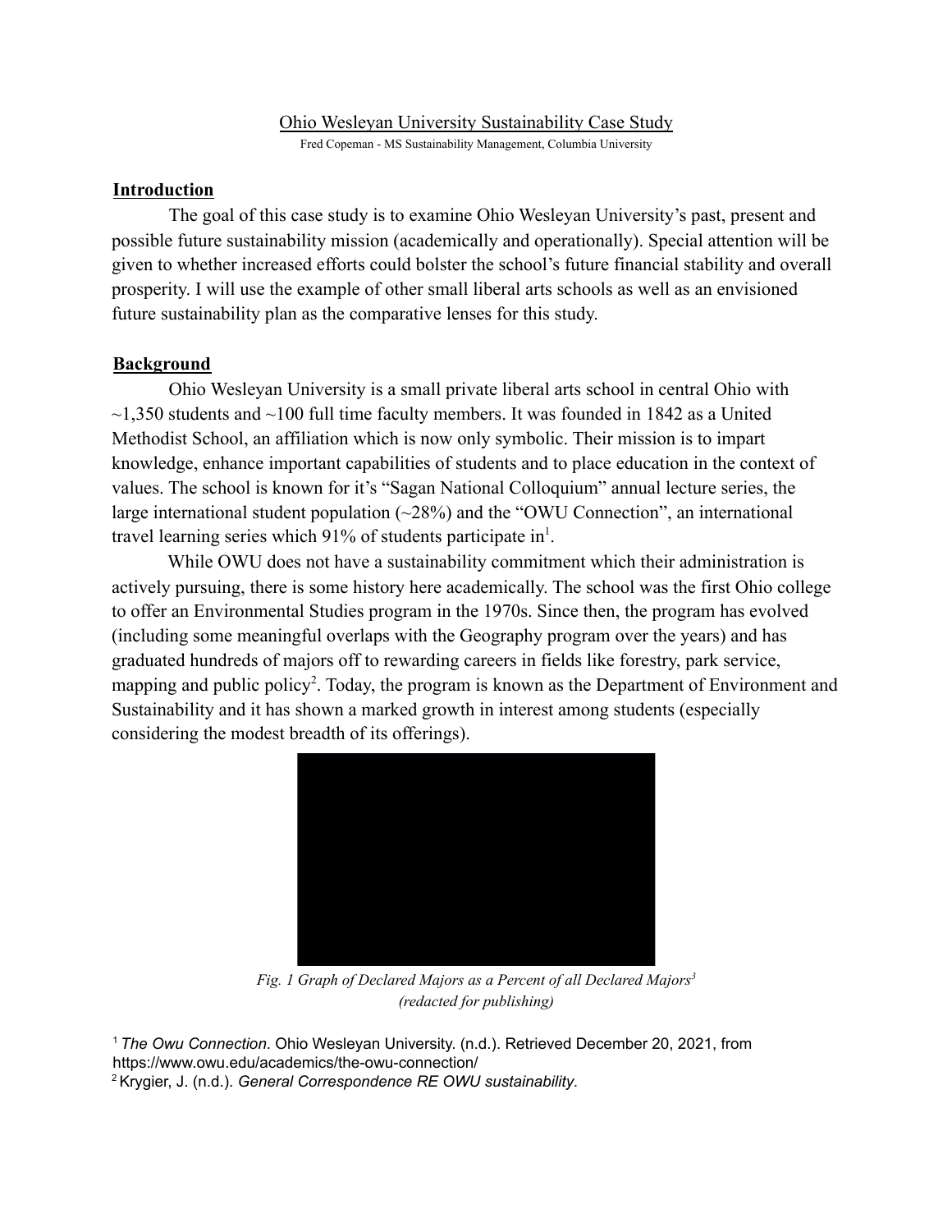# Ohio Wesleyan University Sustainability Case Study

Fred Copeman - MS Sustainability Management, Columbia University

## Introduction

The goal of this case study is to examine Ohio Wesleyan University's past, present and possible future sustainability mission (academically and operationally). Special attention will be given to whether increased efforts could bolster the school's future financial stability and overall prosperity. I will use the example of other small liberal arts schools as well as an envisioned future sustainability plan as the comparative lenses for this study.

## Background

Ohio Wesleyan University is a small private liberal arts school in central Ohio with ~1,350 students and ~100 full time faculty members. It was founded in 1842 as a United Methodist School, an affiliation which is now only symbolic. Their mission is to impart knowledge, enhance important capabilities of students and to place education in the context of values. The school is known for it's "Sagan National Colloquium" annual lecture series, the large international student population (~28%) and the "OWU Connection", an international travel learning series which 91% of students participate in[1].

While OWU does not have a sustainability commitment which their administration is actively pursuing, there is some history here academically. The school was the first Ohio college to offer an Environmental Studies program in the 1970s. Since then, the program has evolved (including some meaningful overlaps with the Geography program over the years) and has graduated hundreds of majors off to rewarding careers in fields like forestry, park service, mapping and public policy[2]. Today, the program is known as the Department of Environment and Sustainability and it has shown a marked growth in interest among students (especially considering the modest breadth of its offerings).

*Fig. 1 Graph of Declared Majors as a Percent of all Declared Majors[3] (redacted for publishing)*

[1] *The Owu Connection*. Ohio Wesleyan University. (n.d.). Retrieved December 20, 2021, from https://www.owu.edu/academics/the-owu-connection/

[2] Krygier, J. (n.d.). *General Correspondence RE OWU sustainability*.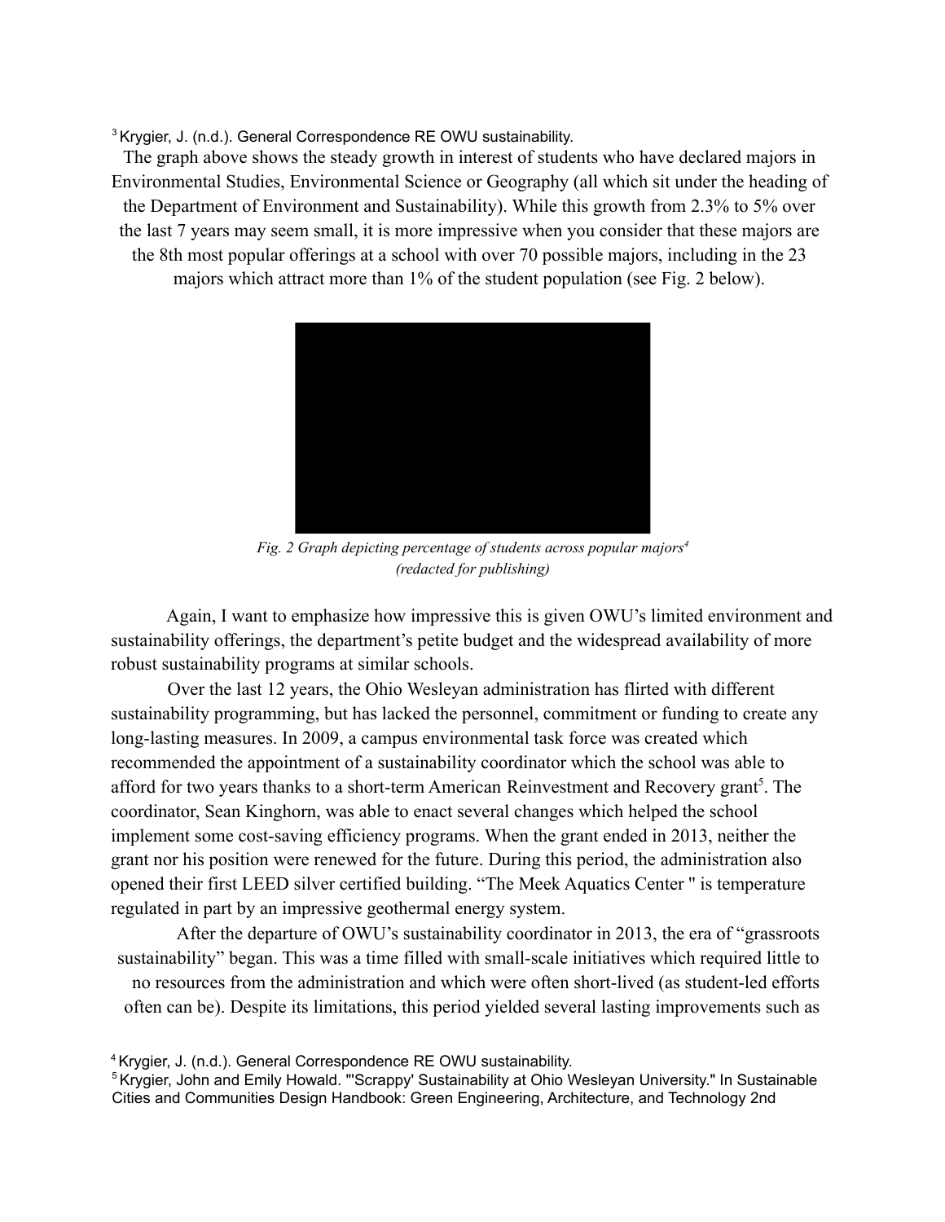[3] Krygier, J. (n.d.). General Correspondence RE OWU sustainability.

The graph above shows the steady growth in interest of students who have declared majors in Environmental Studies, Environmental Science or Geography (all which sit under the heading of the Department of Environment and Sustainability). While this growth from 2.3% to 5% over the last 7 years may seem small, it is more impressive when you consider that these majors are the 8th most popular offerings at a school with over 70 possible majors, including in the 23 majors which attract more than 1% of the student population (see Fig. 2 below).

*Fig. 2 Graph depicting percentage of students across popular majors[4] (redacted for publishing)*

Again, I want to emphasize how impressive this is given OWU's limited environment and sustainability offerings, the department's petite budget and the widespread availability of more robust sustainability programs at similar schools.

Over the last 12 years, the Ohio Wesleyan administration has flirted with different sustainability programming, but has lacked the personnel, commitment or funding to create any long-lasting measures. In 2009, a campus environmental task force was created which recommended the appointment of a sustainability coordinator which the school was able to afford for two years thanks to a short-term American Reinvestment and Recovery grant[5]. The coordinator, Sean Kinghorn, was able to enact several changes which helped the school implement some cost-saving efficiency programs. When the grant ended in 2013, neither the grant nor his position were renewed for the future. During this period, the administration also opened their first LEED silver certified building. "The Meek Aquatics Center " is temperature regulated in part by an impressive geothermal energy system.

After the departure of OWU's sustainability coordinator in 2013, the era of "grassroots sustainability" began. This was a time filled with small-scale initiatives which required little to no resources from the administration and which were often short-lived (as student-led efforts often can be). Despite its limitations, this period yielded several lasting improvements such as

[4] Krygier, J. (n.d.). General Correspondence RE OWU sustainability.

[5] Krygier, John and Emily Howald. "'Scrappy' Sustainability at Ohio Wesleyan University." In Sustainable Cities and Communities Design Handbook: Green Engineering, Architecture, and Technology 2nd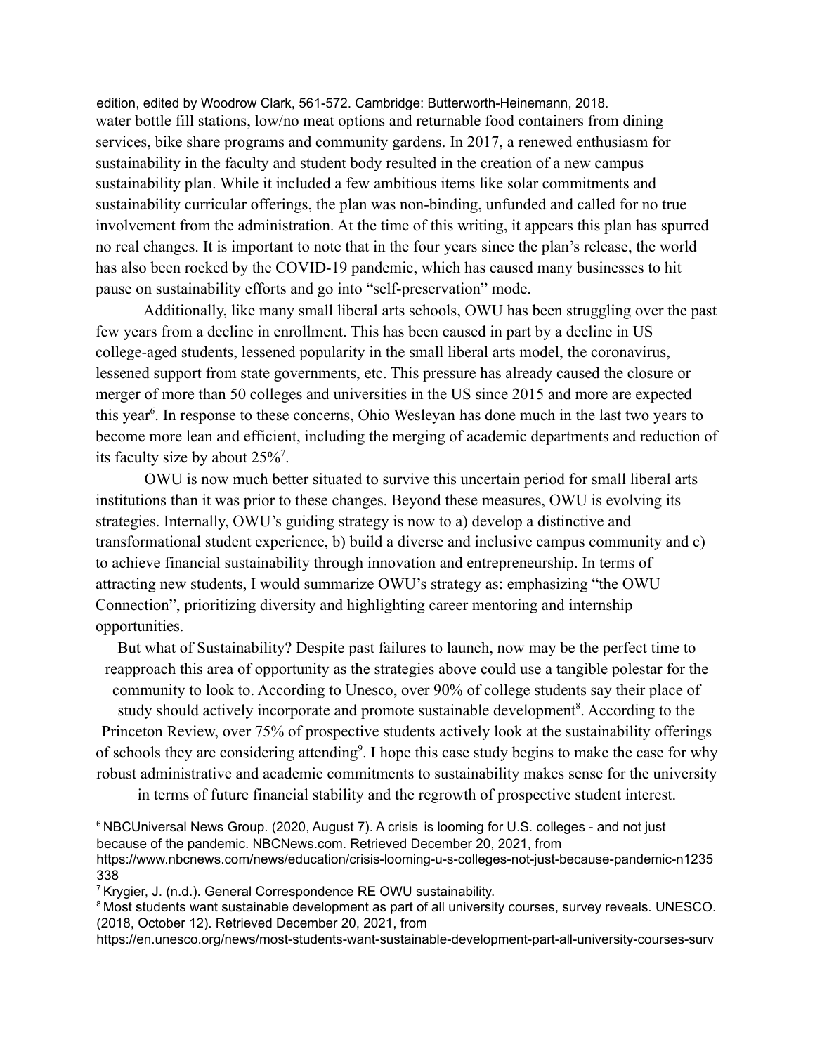edition, edited by Woodrow Clark, 561-572. Cambridge: Butterworth-Heinemann, 2018.

water bottle fill stations, low/no meat options and returnable food containers from dining services, bike share programs and community gardens. In 2017, a renewed enthusiasm for sustainability in the faculty and student body resulted in the creation of a new campus sustainability plan. While it included a few ambitious items like solar commitments and sustainability curricular offerings, the plan was non-binding, unfunded and called for no true involvement from the administration. At the time of this writing, it appears this plan has spurred no real changes. It is important to note that in the four years since the plan's release, the world has also been rocked by the COVID-19 pandemic, which has caused many businesses to hit pause on sustainability efforts and go into "self-preservation" mode.

Additionally, like many small liberal arts schools, OWU has been struggling over the past few years from a decline in enrollment. This has been caused in part by a decline in US college-aged students, lessened popularity in the small liberal arts model, the coronavirus, lessened support from state governments, etc. This pressure has already caused the closure or merger of more than 50 colleges and universities in the US since 2015 and more are expected this year[6]. In response to these concerns, Ohio Wesleyan has done much in the last two years to become more lean and efficient, including the merging of academic departments and reduction of its faculty size by about 25%[7].

OWU is now much better situated to survive this uncertain period for small liberal arts institutions than it was prior to these changes. Beyond these measures, OWU is evolving its strategies. Internally, OWU's guiding strategy is now to a) develop a distinctive and transformational student experience, b) build a diverse and inclusive campus community and c) to achieve financial sustainability through innovation and entrepreneurship. In terms of attracting new students, I would summarize OWU's strategy as: emphasizing "the OWU Connection", prioritizing diversity and highlighting career mentoring and internship opportunities.

But what of Sustainability? Despite past failures to launch, now may be the perfect time to reapproach this area of opportunity as the strategies above could use a tangible polestar for the community to look to. According to Unesco, over 90% of college students say their place of study should actively incorporate and promote sustainable development[8]. According to the Princeton Review, over 75% of prospective students actively look at the sustainability offerings of schools they are considering attending[9]. I hope this case study begins to make the case for why robust administrative and academic commitments to sustainability makes sense for the university in terms of future financial stability and the regrowth of prospective student interest.

[6] NBCUniversal News Group. (2020, August 7). A crisis is looming for U.S. colleges - and not just because of the pandemic. NBCNews.com. Retrieved December 20, 2021, from https://www.nbcnews.com/news/education/crisis-looming-u-s-colleges-not-just-because-pandemic-n1235338

[7] Krygier, J. (n.d.). General Correspondence RE OWU sustainability.

[8] Most students want sustainable development as part of all university courses, survey reveals. UNESCO. (2018, October 12). Retrieved December 20, 2021, from https://en.unesco.org/news/most-students-want-sustainable-development-part-all-university-courses-surv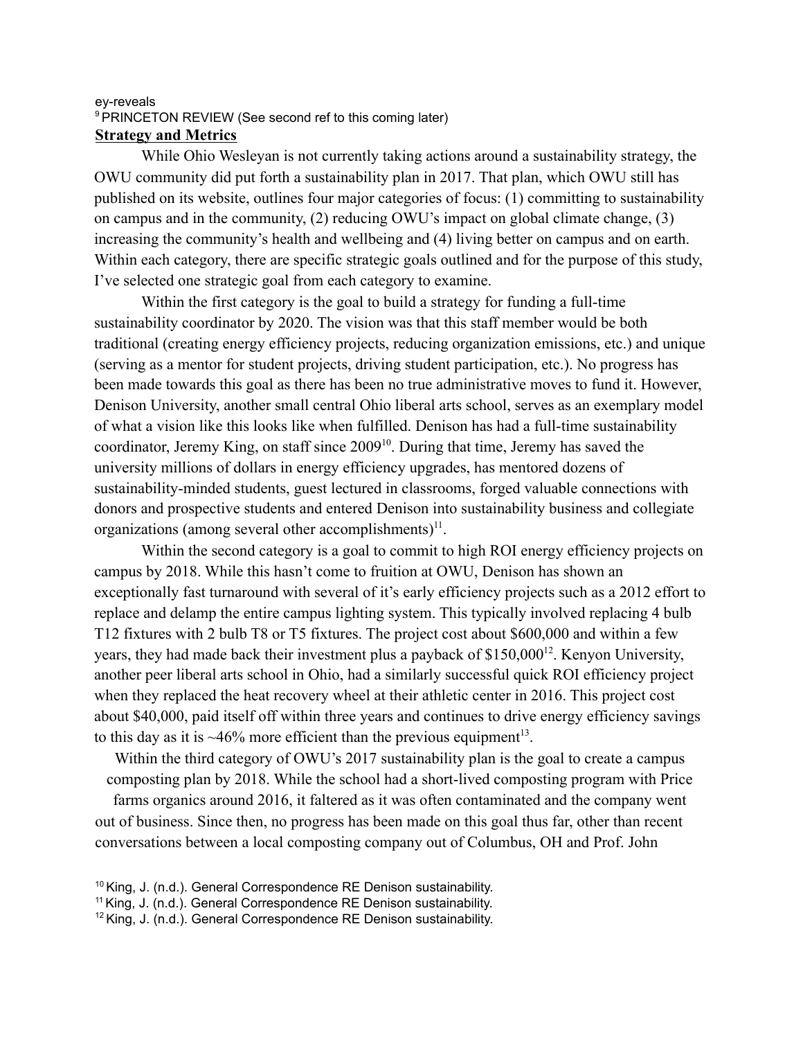ey-reveals

[9] PRINCETON REVIEW (See second ref to this coming later)

**Strategy and Metrics**

While Ohio Wesleyan is not currently taking actions around a sustainability strategy, the OWU community did put forth a sustainability plan in 2017. That plan, which OWU still has published on its website, outlines four major categories of focus: (1) committing to sustainability on campus and in the community, (2) reducing OWU's impact on global climate change, (3) increasing the community's health and wellbeing and (4) living better on campus and on earth. Within each category, there are specific strategic goals outlined and for the purpose of this study, I've selected one strategic goal from each category to examine.

Within the first category is the goal to build a strategy for funding a full-time sustainability coordinator by 2020. The vision was that this staff member would be both traditional (creating energy efficiency projects, reducing organization emissions, etc.) and unique (serving as a mentor for student projects, driving student participation, etc.). No progress has been made towards this goal as there has been no true administrative moves to fund it. However, Denison University, another small central Ohio liberal arts school, serves as an exemplary model of what a vision like this looks like when fulfilled. Denison has had a full-time sustainability coordinator, Jeremy King, on staff since 2009[10]. During that time, Jeremy has saved the university millions of dollars in energy efficiency upgrades, has mentored dozens of sustainability-minded students, guest lectured in classrooms, forged valuable connections with donors and prospective students and entered Denison into sustainability business and collegiate organizations (among several other accomplishments)[11].

Within the second category is a goal to commit to high ROI energy efficiency projects on campus by 2018. While this hasn't come to fruition at OWU, Denison has shown an exceptionally fast turnaround with several of it's early efficiency projects such as a 2012 effort to replace and delamp the entire campus lighting system. This typically involved replacing 4 bulb T12 fixtures with 2 bulb T8 or T5 fixtures. The project cost about $600,000 and within a few years, they had made back their investment plus a payback of $150,000[12]. Kenyon University, another peer liberal arts school in Ohio, had a similarly successful quick ROI efficiency project when they replaced the heat recovery wheel at their athletic center in 2016. This project cost about $40,000, paid itself off within three years and continues to drive energy efficiency savings to this day as it is ~46% more efficient than the previous equipment[13].

Within the third category of OWU's 2017 sustainability plan is the goal to create a campus composting plan by 2018. While the school had a short-lived composting program with Price farms organics around 2016, it faltered as it was often contaminated and the company went out of business. Since then, no progress has been made on this goal thus far, other than recent conversations between a local composting company out of Columbus, OH and Prof. John

[10] King, J. (n.d.). General Correspondence RE Denison sustainability.

[11] King, J. (n.d.). General Correspondence RE Denison sustainability.

[12] King, J. (n.d.). General Correspondence RE Denison sustainability.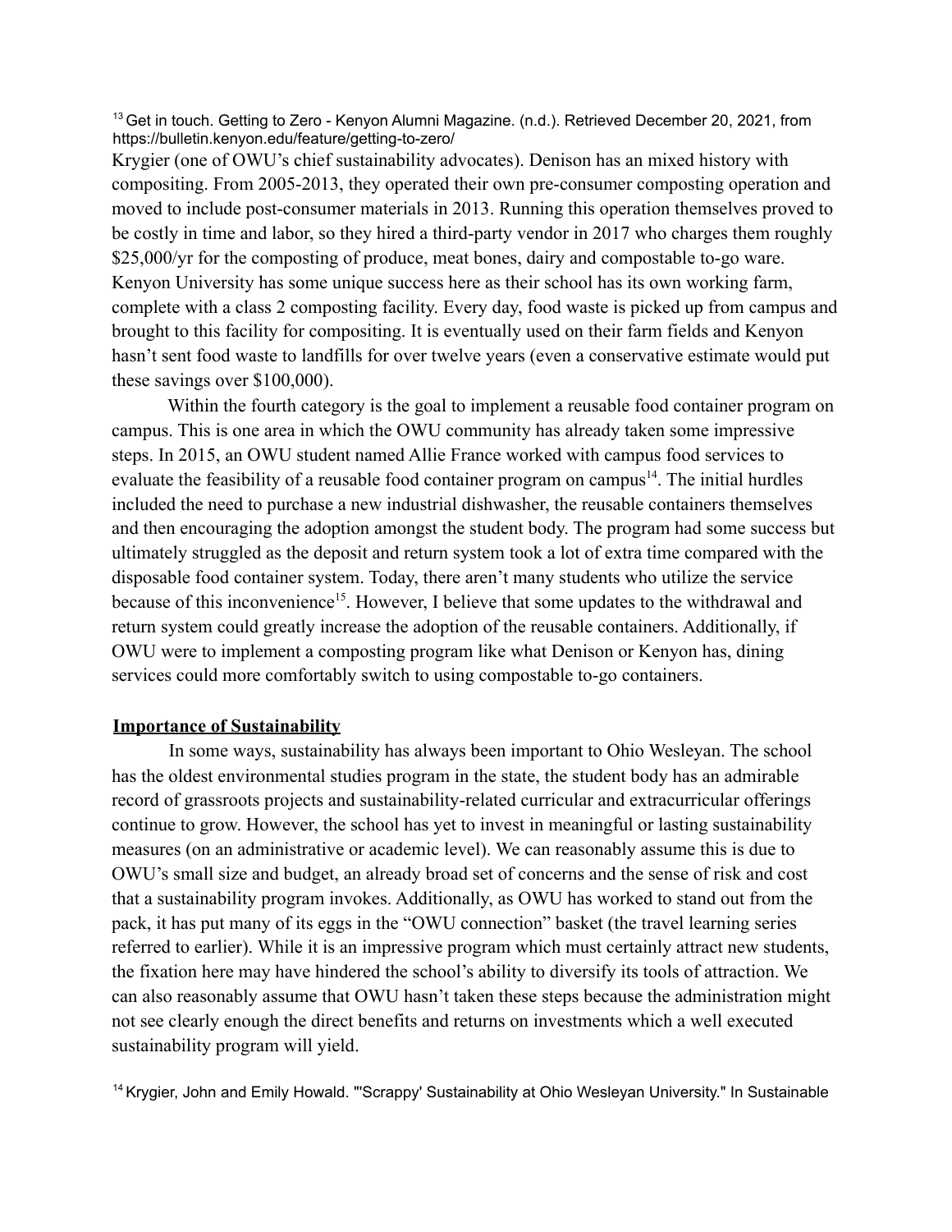[13] Get in touch. Getting to Zero - Kenyon Alumni Magazine. (n.d.). Retrieved December 20, 2021, from https://bulletin.kenyon.edu/feature/getting-to-zero/

Krygier (one of OWU's chief sustainability advocates). Denison has an mixed history with compositing. From 2005-2013, they operated their own pre-consumer composting operation and moved to include post-consumer materials in 2013. Running this operation themselves proved to be costly in time and labor, so they hired a third-party vendor in 2017 who charges them roughly $25,000/yr for the composting of produce, meat bones, dairy and compostable to-go ware. Kenyon University has some unique success here as their school has its own working farm, complete with a class 2 composting facility. Every day, food waste is picked up from campus and brought to this facility for compositing. It is eventually used on their farm fields and Kenyon hasn't sent food waste to landfills for over twelve years (even a conservative estimate would put these savings over $100,000).

Within the fourth category is the goal to implement a reusable food container program on campus. This is one area in which the OWU community has already taken some impressive steps. In 2015, an OWU student named Allie France worked with campus food services to evaluate the feasibility of a reusable food container program on campus[14]. The initial hurdles included the need to purchase a new industrial dishwasher, the reusable containers themselves and then encouraging the adoption amongst the student body. The program had some success but ultimately struggled as the deposit and return system took a lot of extra time compared with the disposable food container system. Today, there aren't many students who utilize the service because of this inconvenience[15]. However, I believe that some updates to the withdrawal and return system could greatly increase the adoption of the reusable containers. Additionally, if OWU were to implement a composting program like what Denison or Kenyon has, dining services could more comfortably switch to using compostable to-go containers.

## Importance of Sustainability

In some ways, sustainability has always been important to Ohio Wesleyan. The school has the oldest environmental studies program in the state, the student body has an admirable record of grassroots projects and sustainability-related curricular and extracurricular offerings continue to grow. However, the school has yet to invest in meaningful or lasting sustainability measures (on an administrative or academic level). We can reasonably assume this is due to OWU's small size and budget, an already broad set of concerns and the sense of risk and cost that a sustainability program invokes. Additionally, as OWU has worked to stand out from the pack, it has put many of its eggs in the "OWU connection" basket (the travel learning series referred to earlier). While it is an impressive program which must certainly attract new students, the fixation here may have hindered the school's ability to diversify its tools of attraction. We can also reasonably assume that OWU hasn't taken these steps because the administration might not see clearly enough the direct benefits and returns on investments which a well executed sustainability program will yield.

[14] Krygier, John and Emily Howald. "'Scrappy' Sustainability at Ohio Wesleyan University." In Sustainable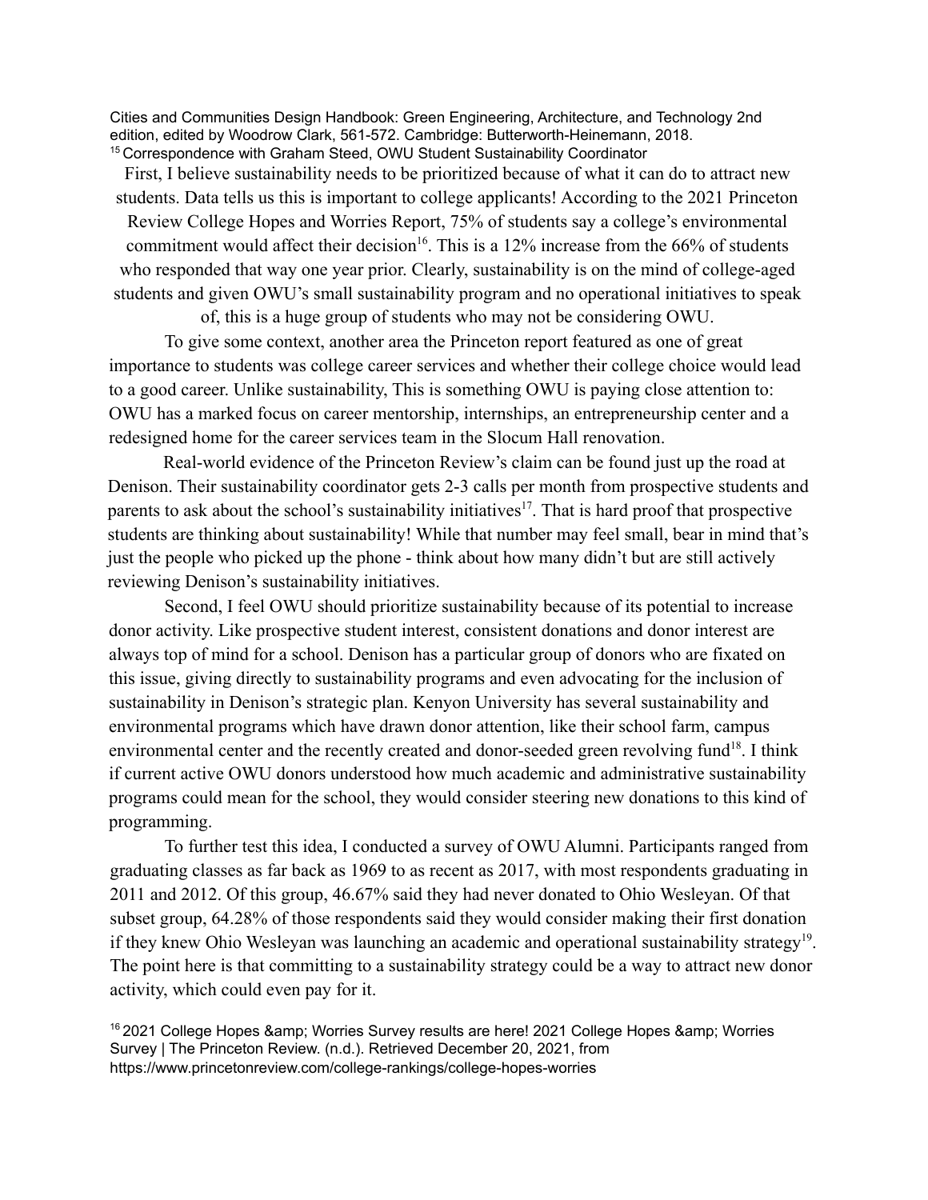Cities and Communities Design Handbook: Green Engineering, Architecture, and Technology 2nd edition, edited by Woodrow Clark, 561-572. Cambridge: Butterworth-Heinemann, 2018.

[15] Correspondence with Graham Steed, OWU Student Sustainability Coordinator

First, I believe sustainability needs to be prioritized because of what it can do to attract new students. Data tells us this is important to college applicants! According to the 2021 Princeton Review College Hopes and Worries Report, 75% of students say a college's environmental commitment would affect their decision[16]. This is a 12% increase from the 66% of students who responded that way one year prior. Clearly, sustainability is on the mind of college-aged students and given OWU's small sustainability program and no operational initiatives to speak of, this is a huge group of students who may not be considering OWU.

To give some context, another area the Princeton report featured as one of great importance to students was college career services and whether their college choice would lead to a good career. Unlike sustainability, This is something OWU is paying close attention to: OWU has a marked focus on career mentorship, internships, an entrepreneurship center and a redesigned home for the career services team in the Slocum Hall renovation.

Real-world evidence of the Princeton Review's claim can be found just up the road at Denison. Their sustainability coordinator gets 2-3 calls per month from prospective students and parents to ask about the school's sustainability initiatives[17]. That is hard proof that prospective students are thinking about sustainability! While that number may feel small, bear in mind that's just the people who picked up the phone - think about how many didn't but are still actively reviewing Denison's sustainability initiatives.

Second, I feel OWU should prioritize sustainability because of its potential to increase donor activity. Like prospective student interest, consistent donations and donor interest are always top of mind for a school. Denison has a particular group of donors who are fixated on this issue, giving directly to sustainability programs and even advocating for the inclusion of sustainability in Denison's strategic plan. Kenyon University has several sustainability and environmental programs which have drawn donor attention, like their school farm, campus environmental center and the recently created and donor-seeded green revolving fund[18]. I think if current active OWU donors understood how much academic and administrative sustainability programs could mean for the school, they would consider steering new donations to this kind of programming.

To further test this idea, I conducted a survey of OWU Alumni. Participants ranged from graduating classes as far back as 1969 to as recent as 2017, with most respondents graduating in 2011 and 2012. Of this group, 46.67% said they had never donated to Ohio Wesleyan. Of that subset group, 64.28% of those respondents said they would consider making their first donation if they knew Ohio Wesleyan was launching an academic and operational sustainability strategy[19]. The point here is that committing to a sustainability strategy could be a way to attract new donor activity, which could even pay for it.

[16] 2021 College Hopes &amp; Worries Survey results are here! 2021 College Hopes &amp; Worries Survey | The Princeton Review. (n.d.). Retrieved December 20, 2021, from https://www.princetonreview.com/college-rankings/college-hopes-worries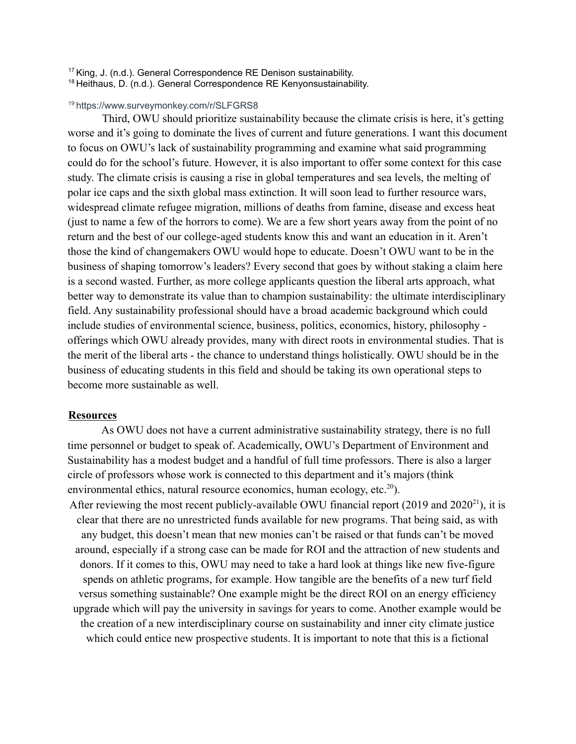[17] King, J. (n.d.). General Correspondence RE Denison sustainability.
[18] Heithaus, D. (n.d.). General Correspondence RE Kenyonsustainability.

[19] https://www.surveymonkey.com/r/SLFGRS8

Third, OWU should prioritize sustainability because the climate crisis is here, it's getting worse and it's going to dominate the lives of current and future generations. I want this document to focus on OWU's lack of sustainability programming and examine what said programming could do for the school's future. However, it is also important to offer some context for this case study. The climate crisis is causing a rise in global temperatures and sea levels, the melting of polar ice caps and the sixth global mass extinction. It will soon lead to further resource wars, widespread climate refugee migration, millions of deaths from famine, disease and excess heat (just to name a few of the horrors to come). We are a few short years away from the point of no return and the best of our college-aged students know this and want an education in it. Aren't those the kind of changemakers OWU would hope to educate. Doesn't OWU want to be in the business of shaping tomorrow's leaders? Every second that goes by without staking a claim here is a second wasted. Further, as more college applicants question the liberal arts approach, what better way to demonstrate its value than to champion sustainability: the ultimate interdisciplinary field. Any sustainability professional should have a broad academic background which could include studies of environmental science, business, politics, economics, history, philosophy - offerings which OWU already provides, many with direct roots in environmental studies. That is the merit of the liberal arts - the chance to understand things holistically. OWU should be in the business of educating students in this field and should be taking its own operational steps to become more sustainable as well.

**Resources**

As OWU does not have a current administrative sustainability strategy, there is no full time personnel or budget to speak of. Academically, OWU's Department of Environment and Sustainability has a modest budget and a handful of full time professors. There is also a larger circle of professors whose work is connected to this department and it's majors (think environmental ethics, natural resource economics, human ecology, etc.[20]).

After reviewing the most recent publicly-available OWU financial report (2019 and 2020[21]), it is clear that there are no unrestricted funds available for new programs. That being said, as with any budget, this doesn't mean that new monies can't be raised or that funds can't be moved around, especially if a strong case can be made for ROI and the attraction of new students and donors. If it comes to this, OWU may need to take a hard look at things like new five-figure spends on athletic programs, for example. How tangible are the benefits of a new turf field versus something sustainable? One example might be the direct ROI on an energy efficiency upgrade which will pay the university in savings for years to come. Another example would be the creation of a new interdisciplinary course on sustainability and inner city climate justice which could entice new prospective students. It is important to note that this is a fictional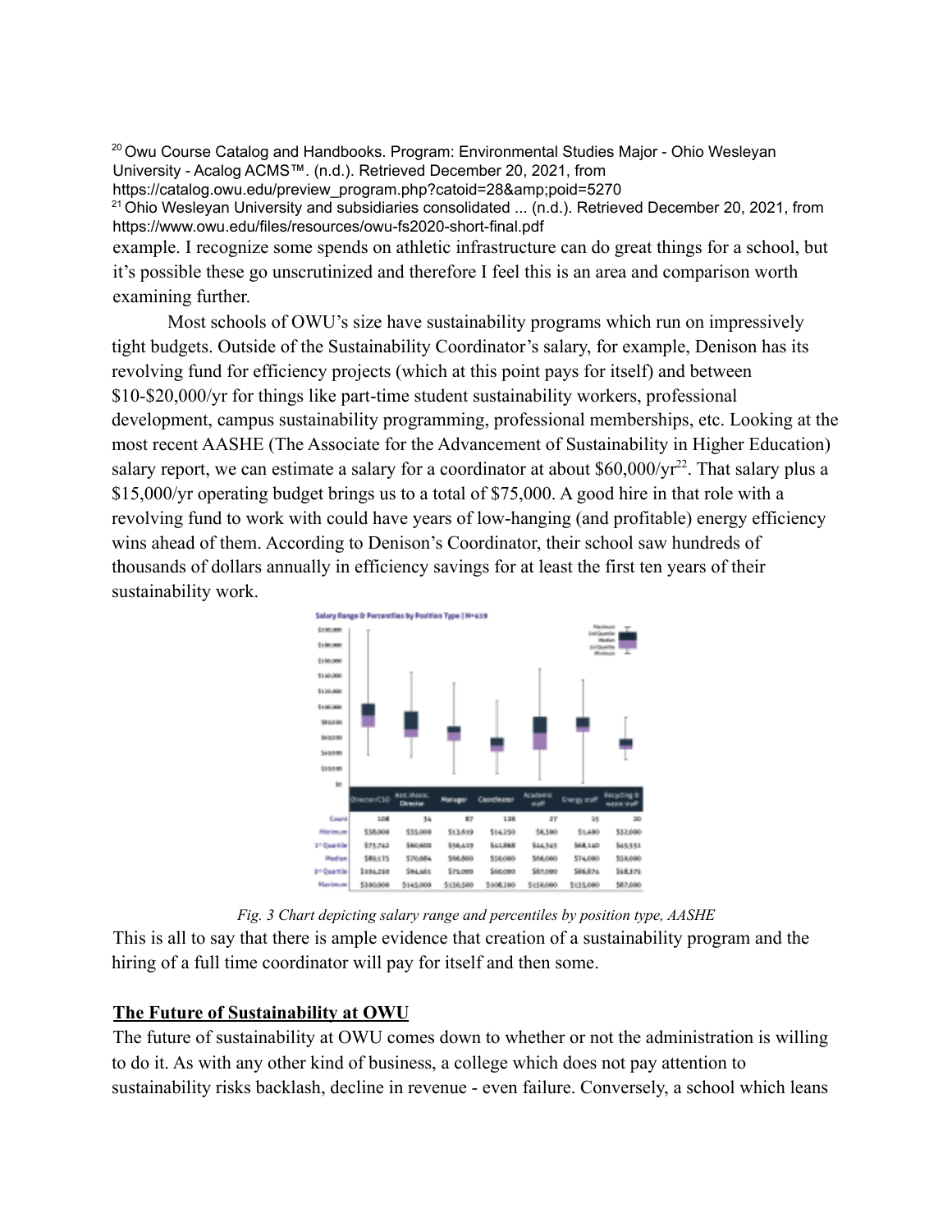[20] Owu Course Catalog and Handbooks. Program: Environmental Studies Major - Ohio Wesleyan University - Acalog ACMS™. (n.d.). Retrieved December 20, 2021, from https://catalog.owu.edu/preview_program.php?catoid=28&amp;poid=5270

[21] Ohio Wesleyan University and subsidiaries consolidated ... (n.d.). Retrieved December 20, 2021, from https://www.owu.edu/files/resources/owu-fs2020-short-final.pdf

example. I recognize some spends on athletic infrastructure can do great things for a school, but it's possible these go unscrutinized and therefore I feel this is an area and comparison worth examining further.

Most schools of OWU's size have sustainability programs which run on impressively tight budgets. Outside of the Sustainability Coordinator's salary, for example, Denison has its revolving fund for efficiency projects (which at this point pays for itself) and between $10-$20,000/yr for things like part-time student sustainability workers, professional development, campus sustainability programming, professional memberships, etc. Looking at the most recent AASHE (The Associate for the Advancement of Sustainability in Higher Education) salary report, we can estimate a salary for a coordinator at about $60,000/yr[22]. That salary plus a $15,000/yr operating budget brings us to a total of $75,000. A good hire in that role with a revolving fund to work with could have years of low-hanging (and profitable) energy efficiency wins ahead of them. According to Denison's Coordinator, their school saw hundreds of thousands of dollars annually in efficiency savings for at least the first ten years of their sustainability work.

*Fig. 3 Chart depicting salary range and percentiles by position type, AASHE*

This is all to say that there is ample evidence that creation of a sustainability program and the hiring of a full time coordinator will pay for itself and then some.

## The Future of Sustainability at OWU

The future of sustainability at OWU comes down to whether or not the administration is willing to do it. As with any other kind of business, a college which does not pay attention to sustainability risks backlash, decline in revenue - even failure. Conversely, a school which leans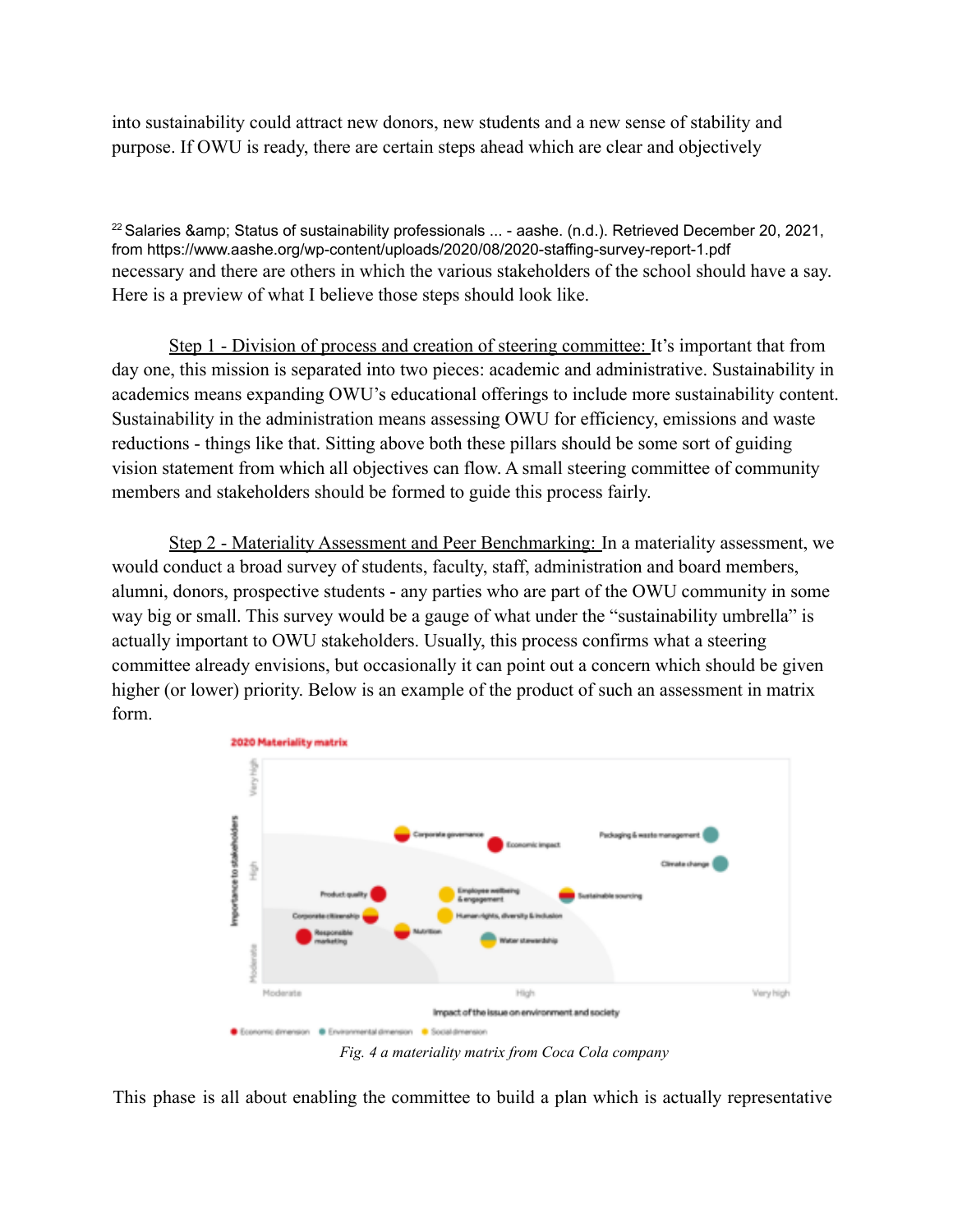into sustainability could attract new donors, new students and a new sense of stability and purpose. If OWU is ready, there are certain steps ahead which are clear and objectively

[22] Salaries &amp; Status of sustainability professionals ... - aashe. (n.d.). Retrieved December 20, 2021, from https://www.aashe.org/wp-content/uploads/2020/08/2020-staffing-survey-report-1.pdf

necessary and there are others in which the various stakeholders of the school should have a say. Here is a preview of what I believe those steps should look like.

<u>Step 1 - Division of process and creation of steering committee:</u> It's important that from day one, this mission is separated into two pieces: academic and administrative. Sustainability in academics means expanding OWU's educational offerings to include more sustainability content. Sustainability in the administration means assessing OWU for efficiency, emissions and waste reductions - things like that. Sitting above both these pillars should be some sort of guiding vision statement from which all objectives can flow. A small steering committee of community members and stakeholders should be formed to guide this process fairly.

<u>Step 2 - Materiality Assessment and Peer Benchmarking:</u> In a materiality assessment, we would conduct a broad survey of students, faculty, staff, administration and board members, alumni, donors, prospective students - any parties who are part of the OWU community in some way big or small. This survey would be a gauge of what under the "sustainability umbrella" is actually important to OWU stakeholders. Usually, this process confirms what a steering committee already envisions, but occasionally it can point out a concern which should be given higher (or lower) priority. Below is an example of the product of such an assessment in matrix form.

*Fig. 4 a materiality matrix from Coca Cola company*

This phase is all about enabling the committee to build a plan which is actually representative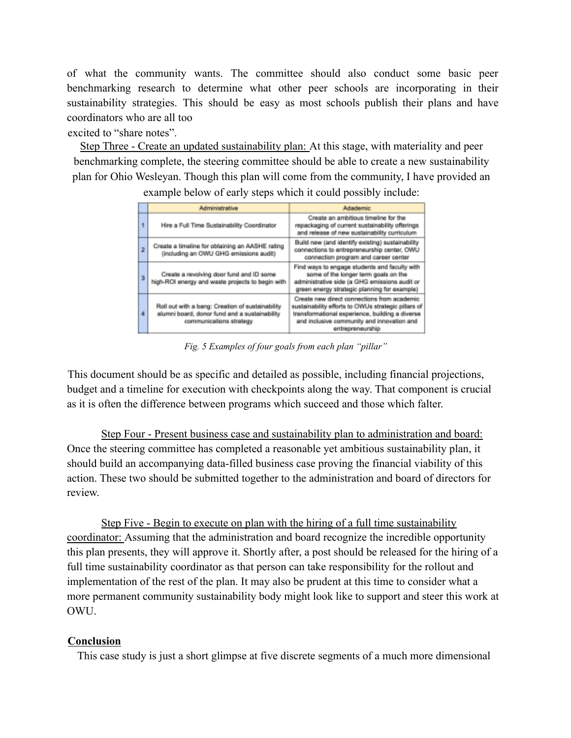of what the community wants. The committee should also conduct some basic peer benchmarking research to determine what other peer schools are incorporating in their sustainability strategies. This should be easy as most schools publish their plans and have coordinators who are all too excited to "share notes".

Step Three - Create an updated sustainability plan: At this stage, with materiality and peer benchmarking complete, the steering committee should be able to create a new sustainability plan for Ohio Wesleyan. Though this plan will come from the community, I have provided an example below of early steps which it could possibly include:

| | Administrative | Academic |
|---|---|---|
| 1 | Hire a Full Time Sustainability Coordinator | Create an ambitious timeline for the repackaging of current sustainability offerings and release of new sustainability curriculum |
| 2 | Create a timeline for obtaining an AASHE rating (including an OWU GHG emissions audit) | Build new (and identify existing) sustainability connections to entrepreneurship center, OWU connection program and career center |
| 3 | Create a revolving door fund and ID some high-ROI energy and waste projects to begin with | Find ways to engage students and faculty with some of the longer term goals on the administrative side (a GHG emissions audit or green energy strategic planning for example) |
| 4 | Roll out with a bang: Creation of sustainability alumni board, donor fund and a sustainability communications strategy | Create new direct connections from academic sustainability efforts to OWUs strategic pillars of transformational experience, building a diverse and inclusive community and innovation and entrepreneurship |

*Fig. 5 Examples of four goals from each plan "pillar"*

This document should be as specific and detailed as possible, including financial projections, budget and a timeline for execution with checkpoints along the way. That component is crucial as it is often the difference between programs which succeed and those which falter.

Step Four - Present business case and sustainability plan to administration and board: Once the steering committee has completed a reasonable yet ambitious sustainability plan, it should build an accompanying data-filled business case proving the financial viability of this action. These two should be submitted together to the administration and board of directors for review.

Step Five - Begin to execute on plan with the hiring of a full time sustainability coordinator: Assuming that the administration and board recognize the incredible opportunity this plan presents, they will approve it. Shortly after, a post should be released for the hiring of a full time sustainability coordinator as that person can take responsibility for the rollout and implementation of the rest of the plan. It may also be prudent at this time to consider what a more permanent community sustainability body might look like to support and steer this work at OWU.

## Conclusion

This case study is just a short glimpse at five discrete segments of a much more dimensional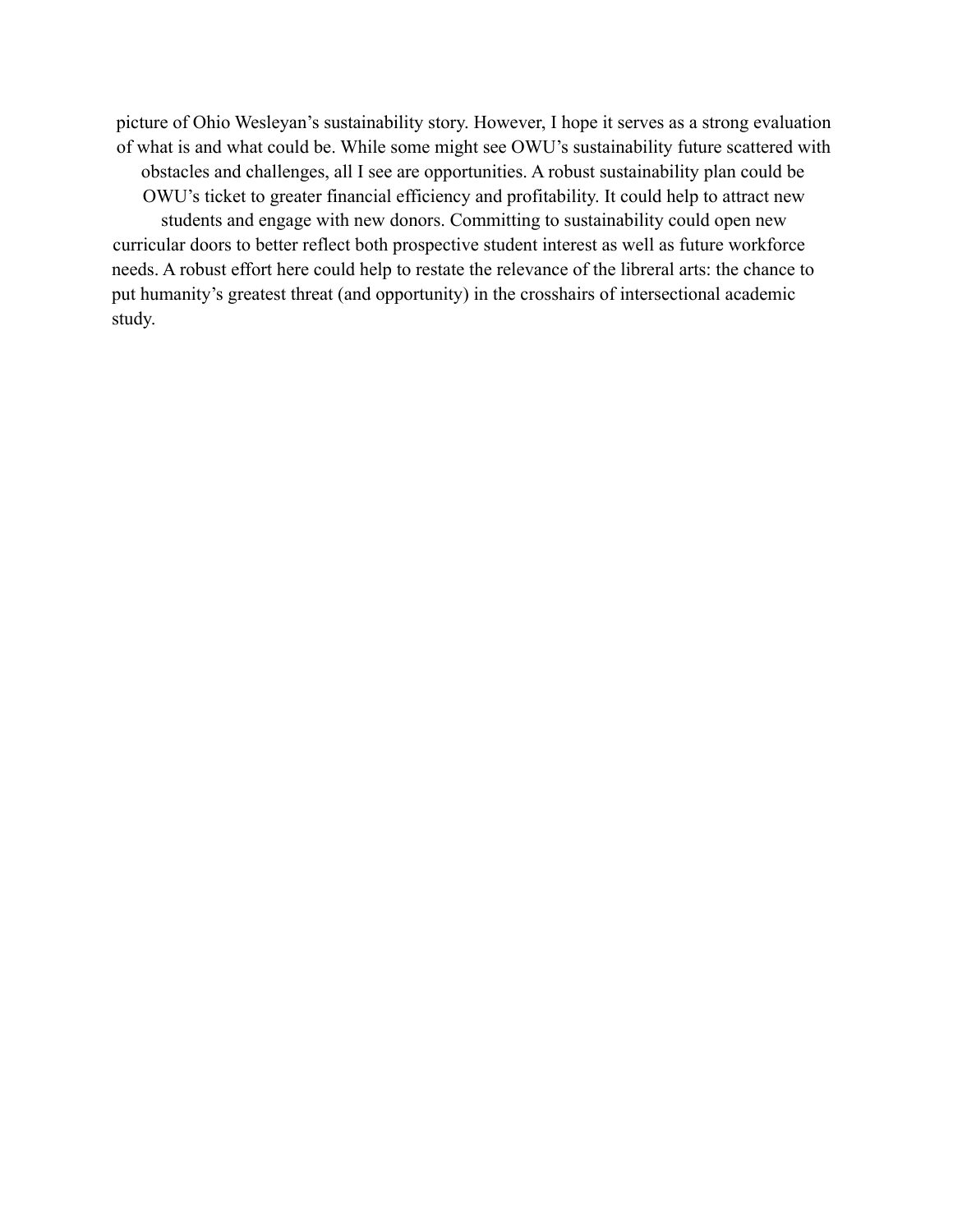picture of Ohio Wesleyan's sustainability story. However, I hope it serves as a strong evaluation of what is and what could be. While some might see OWU's sustainability future scattered with obstacles and challenges, all I see are opportunities. A robust sustainability plan could be OWU's ticket to greater financial efficiency and profitability. It could help to attract new students and engage with new donors. Committing to sustainability could open new curricular doors to better reflect both prospective student interest as well as future workforce needs. A robust effort here could help to restate the relevance of the libreral arts: the chance to put humanity's greatest threat (and opportunity) in the crosshairs of intersectional academic study.